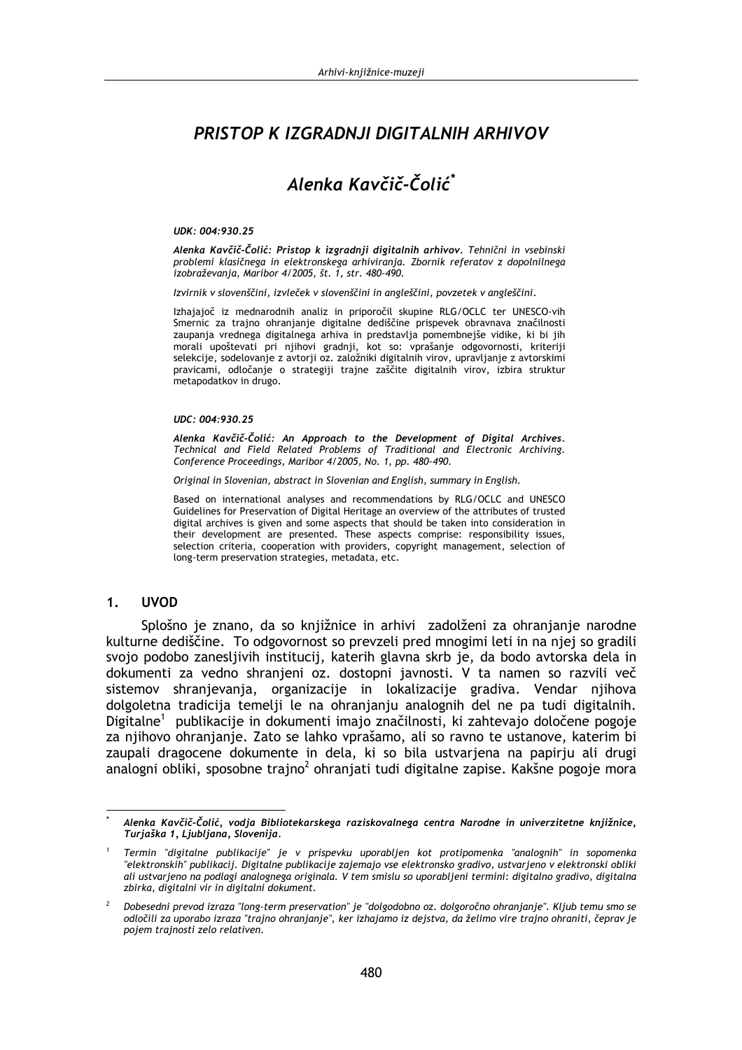# PRISTOP K IZGRADNJI DIGITALNIH ARHIVOV

## Alenka Kavčič-Čolić[*]

*UDK: 004:930.25*

***Alenka Kavčič-Čolić: Pristop k izgradnji digitalnih arhivov**. Tehnični in vsebinski problemi klasičnega in elektronskega arhiviranja. Zbornik referatov z dopolnilnega izobraževanja, Maribor 4/2005, št. 1, str. 480-490.*

*Izvirnik v slovenščini, izvleček v slovenščini in angleščini, povzetek v angleščini.*

Izhajajoč iz mednarodnih analiz in priporočil skupine RLG/OCLC ter UNESCO-vih Smernic za trajno ohranjanje digitalne dediščine prispevek obravnava značilnosti zaupanja vrednega digitalnega arhiva in predstavlja pomembnejše vidike, ki bi jih morali upoštevati pri njihovi gradnji, kot so: vprašanje odgovornosti, kriteriji selekcije, sodelovanje z avtorji oz. založniki digitalnih virov, upravljanje z avtorskimi pravicami, odločanje o strategiji trajne zaščite digitalnih virov, izbira struktur metapodatkov in drugo.

*UDC: 004:930.25*

***Alenka Kavčič-Čolić: An Approach to the Development of Digital Archives**. Technical and Field Related Problems of Traditional and Electronic Archiving. Conference Proceedings, Maribor 4/2005, No. 1, pp. 480-490.*

*Original in Slovenian, abstract in Slovenian and English, summary in English.*

Based on international analyses and recommendations by RLG/OCLC and UNESCO Guidelines for Preservation of Digital Heritage an overview of the attributes of trusted digital archives is given and some aspects that should be taken into consideration in their development are presented. These aspects comprise: responsibility issues, selection criteria, cooperation with providers, copyright management, selection of long-term preservation strategies, metadata, etc.

## 1. UVOD

Splošno je znano, da so knjižnice in arhivi zadolženi za ohranjanje narodne kulturne dediščine. To odgovornost so prevzeli pred mnogimi leti in na njej so gradili svojo podobo zanesljivih institucij, katerih glavna skrb je, da bodo avtorska dela in dokumenti za vedno shranjeni oz. dostopni javnosti. V ta namen so razvili več sistemov shranjevanja, organizacije in lokalizacije gradiva. Vendar njihova dolgoletna tradicija temelji le na ohranjanju analognih del ne pa tudi digitalnih. Digitalne[1] publikacije in dokumenti imajo značilnosti, ki zahtevajo določene pogoje za njihovo ohranjanje. Zato se lahko vprašamo, ali so ravno te ustanove, katerim bi zaupali dragocene dokumente in dela, ki so bila ustvarjena na papirju ali drugi analogni obliki, sposobne trajno[2] ohranjati tudi digitalne zapise. Kakšne pogoje mora

---

[*] ***Alenka Kavčič-Čolić, vodja Bibliotekarskega raziskovalnega centra Narodne in univerzitetne knjižnice, Turjaška 1, Ljubljana, Slovenija.***

[1] *Termin "digitalne publikacije" je v prispevku uporabljen kot protipomenka "analognih" in sopomenka "elektronskih" publikacij. Digitalne publikacije zajemajo vse elektronsko gradivo, ustvarjeno v elektronski obliki ali ustvarjeno na podlagi analognega originala. V tem smislu so uporabljeni termini: digitalno gradivo, digitalna zbirka, digitalni vir in digitalni dokument.*

[2] *Dobesedni prevod izraza "long-term preservation" je "dolgodobno oz. dolgoročno ohranjanje". Kljub temu smo se odločili za uporabo izraza "trajno ohranjanje", ker izhajamo iz dejstva, da želimo vire trajno ohraniti, čeprav je pojem trajnosti zelo relativen.*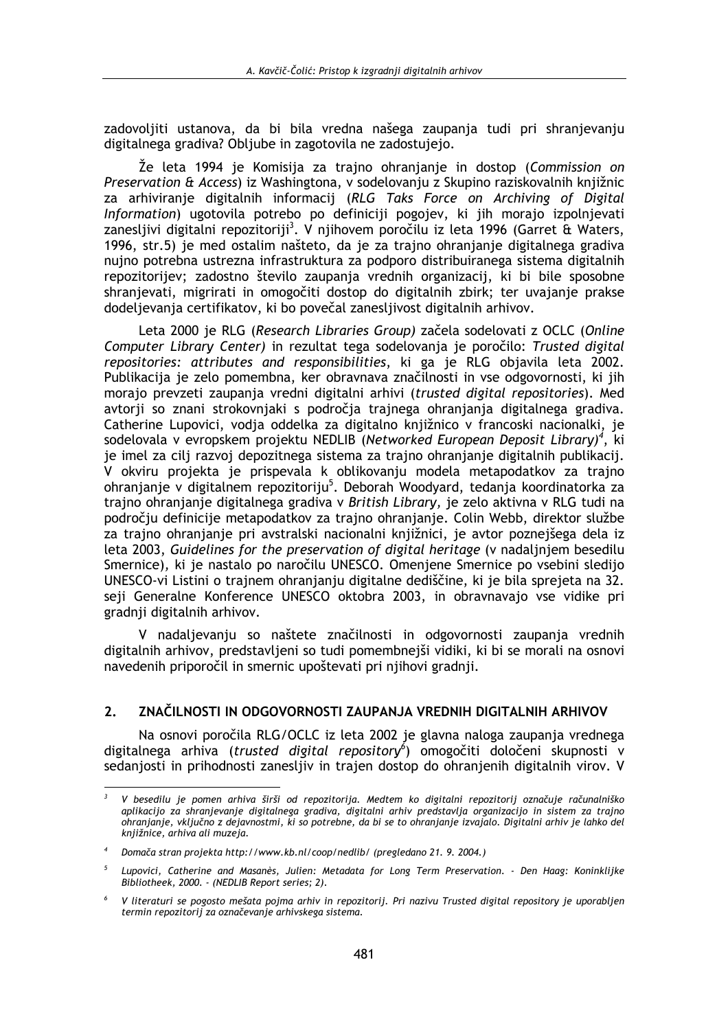zadovoljiti ustanova, da bi bila vredna našega zaupanja tudi pri shranjevanju digitalnega gradiva? Obljube in zagotovila ne zadostujejo.

Že leta 1994 je Komisija za trajno ohranjanje in dostop (*Commission on Preservation & Access*) iz Washingtona, v sodelovanju z Skupino raziskovalnih knjižnic za arhiviranje digitalnih informacij (*RLG Taks Force on Archiving of Digital Information*) ugotovila potrebo po definiciji pogojev, ki jih morajo izpolnjevati zanesljivi digitalni repozitoriji[3]. V njihovem poročilu iz leta 1996 (Garret & Waters, 1996, str.5) je med ostalim našteto, da je za trajno ohranjanje digitalnega gradiva nujno potrebna ustrezna infrastruktura za podporo distribuiranega sistema digitalnih repozitorijev; zadostno število zaupanja vrednih organizacij, ki bi bile sposobne shranjevati, migrirati in omogočiti dostop do digitalnih zbirk; ter uvajanje prakse dodeljevanja certifikatov, ki bo povečal zanesljivost digitalnih arhivov.

Leta 2000 je RLG (*Research Libraries Group*) začela sodelovati z OCLC (*Online Computer Library Center*) in rezultat tega sodelovanja je poročilo: *Trusted digital repositories: attributes and responsibilities*, ki ga je RLG objavila leta 2002. Publikacija je zelo pomembna, ker obravnava značilnosti in vse odgovornosti, ki jih morajo prevzeti zaupanja vredni digitalni arhivi (*trusted digital repositories*). Med avtorji so znani strokovnjaki s področja trajnega ohranjanja digitalnega gradiva. Catherine Lupovici, vodja oddelka za digitalno knjižnico v francoski nacionalki, je sodelovala v evropskem projektu NEDLIB (*Networked European Deposit Library*)[4], ki je imel za cilj razvoj depozitnega sistema za trajno ohranjanje digitalnih publikacij. V okviru projekta je prispevala k oblikovanju modela metapodatkov za trajno ohranjanje v digitalnem repozitoriju[5]. Deborah Woodyard, tedanja koordinatorka za trajno ohranjanje digitalnega gradiva v *British Library*, je zelo aktivna v RLG tudi na področju definicije metapodatkov za trajno ohranjanje. Colin Webb, direktor službe za trajno ohranjanje pri avstralski nacionalni knjižnici, je avtor poznejšega dela iz leta 2003, *Guidelines for the preservation of digital heritage* (v nadaljnjem besedilu Smernice), ki je nastalo po naročilu UNESCO. Omenjene Smernice po vsebini sledijo UNESCO-vi Listini o trajnem ohranjanju digitalne dediščine, ki je bila sprejeta na 32. seji Generalne Konference UNESCO oktobra 2003, in obravnavajo vse vidike pri gradnji digitalnih arhivov.

V nadaljevanju so naštete značilnosti in odgovornosti zaupanja vrednih digitalnih arhivov, predstavljeni so tudi pomembnejši vidiki, ki bi se morali na osnovi navedenih priporočil in smernic upoštevati pri njihovi gradnji.

## 2. ZNAČILNOSTI IN ODGOVORNOSTI ZAUPANJA VREDNIH DIGITALNIH ARHIVOV

Na osnovi poročila RLG/OCLC iz leta 2002 je glavna naloga zaupanja vrednega digitalnega arhiva (*trusted digital repository*[6]) omogočiti določeni skupnosti v sedanjosti in prihodnosti zanesljiv in trajen dostop do ohranjenih digitalnih virov. V

---

[3] *V besedilu je pomen arhiva širši od repozitorija. Medtem ko digitalni repozitorij označuje računalniško aplikacijo za shranjevanje digitalnega gradiva, digitalni arhiv predstavlja organizacijo in sistem za trajno ohranjanje, vključno z dejavnostmi, ki so potrebne, da bi se to ohranjanje izvajalo. Digitalni arhiv je lahko del knjižnice, arhiva ali muzeja.*

[4] *Domača stran projekta http://www.kb.nl/coop/nedlib/ (pregledano 21. 9. 2004.)*

[5] *Lupovici, Catherine and Masanès, Julien: Metadata for Long Term Preservation. - Den Haag: Koninklijke Bibliotheek, 2000. - (NEDLIB Report series; 2).*

[6] *V literaturi se pogosto mešata pojma arhiv in repozitorij. Pri nazivu Trusted digital repository je uporabljen termin repozitorij za označevanje arhivskega sistema.*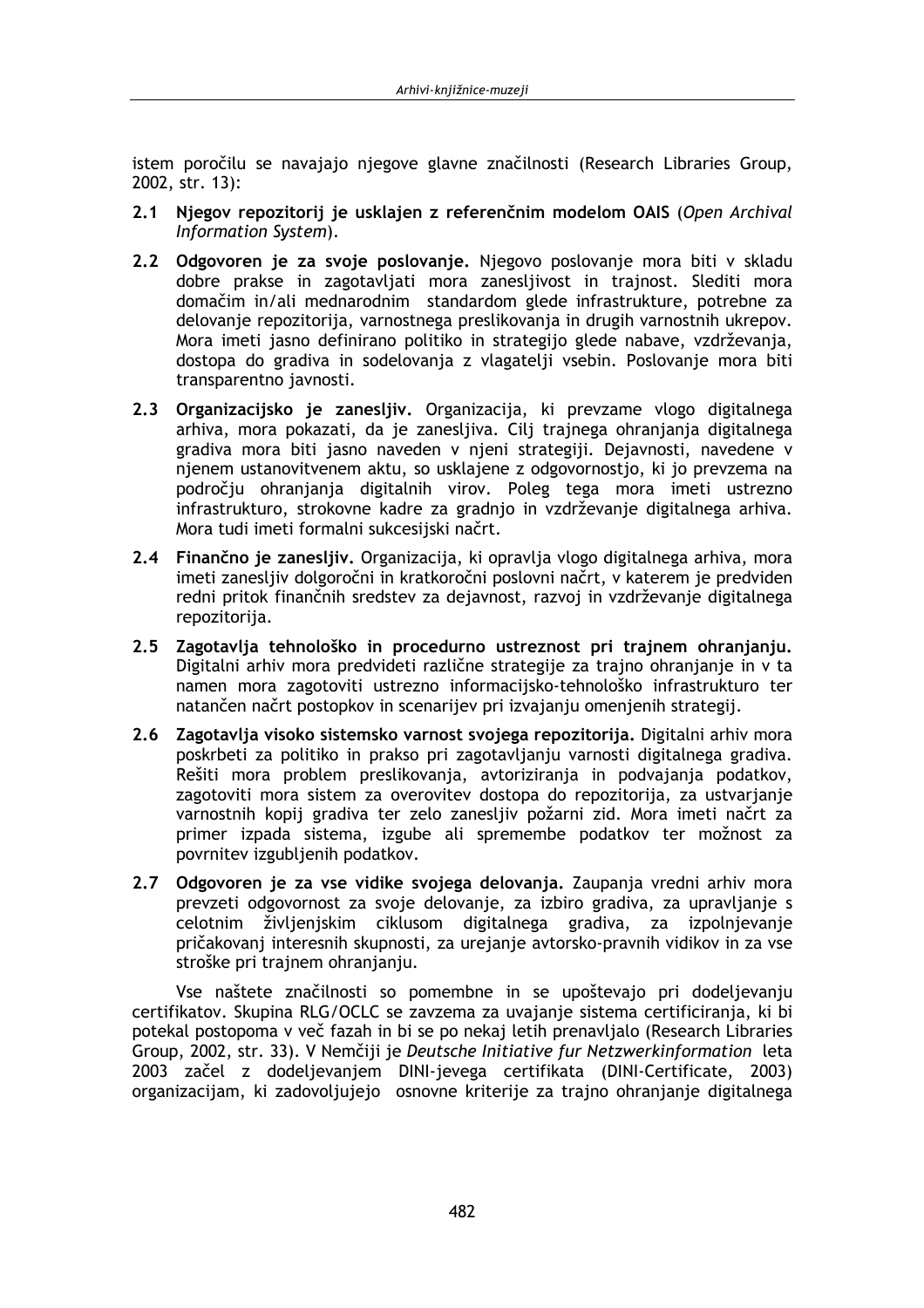istem poročilu se navajajo njegove glavne značilnosti (Research Libraries Group, 2002, str. 13):

2.1 **Njegov repozitorij je usklajen z referenčnim modelom OAIS** (*Open Archival Information System*).

2.2 **Odgovoren je za svoje poslovanje.** Njegovo poslovanje mora biti v skladu dobre prakse in zagotavljati mora zanesljivost in trajnost. Slediti mora domačim in/ali mednarodnim standardom glede infrastrukture, potrebne za delovanje repozitorija, varnostnega preslikovanja in drugih varnostnih ukrepov. Mora imeti jasno definirano politiko in strategijo glede nabave, vzdrževanja, dostopa do gradiva in sodelovanja z vlagatelji vsebin. Poslovanje mora biti transparentno javnosti.

2.3 **Organizacijsko je zanesljiv.** Organizacija, ki prevzame vlogo digitalnega arhiva, mora pokazati, da je zanesljiva. Cilj trajnega ohranjanja digitalnega gradiva mora biti jasno naveden v njeni strategiji. Dejavnosti, navedene v njenem ustanovitvenem aktu, so usklajene z odgovornostjo, ki jo prevzema na področju ohranjanja digitalnih virov. Poleg tega mora imeti ustrezno infrastrukturo, strokovne kadre za gradnjo in vzdrževanje digitalnega arhiva. Mora tudi imeti formalni sukcesijski načrt.

2.4 **Finančno je zanesljiv.** Organizacija, ki opravlja vlogo digitalnega arhiva, mora imeti zanesljiv dolgoročni in kratkoročni poslovni načrt, v katerem je predviden redni pritok finančnih sredstev za dejavnost, razvoj in vzdrževanje digitalnega repozitorija.

2.5 **Zagotavlja tehnološko in procedurno ustreznost pri trajnem ohranjanju.** Digitalni arhiv mora predvideti različne strategije za trajno ohranjanje in v ta namen mora zagotoviti ustrezno informacijsko-tehnološko infrastrukturo ter natančen načrt postopkov in scenarijev pri izvajanju omenjenih strategij.

2.6 **Zagotavlja visoko sistemsko varnost svojega repozitorija.** Digitalni arhiv mora poskrbeti za politiko in prakso pri zagotavljanju varnosti digitalnega gradiva. Rešiti mora problem preslikovanja, avtoriziranja in podvajanja podatkov, zagotoviti mora sistem za overovitev dostopa do repozitorija, za ustvarjanje varnostnih kopij gradiva ter zelo zanesljiv požarni zid. Mora imeti načrt za primer izpada sistema, izgube ali spremembe podatkov ter možnost za povrnitev izgubljenih podatkov.

2.7 **Odgovoren je za vse vidike svojega delovanja.** Zaupanja vredni arhiv mora prevzeti odgovornost za svoje delovanje, za izbiro gradiva, za upravljanje s celotnim življenjskim ciklusom digitalnega gradiva, za izpolnjevanje pričakovanj interesnih skupnosti, za urejanje avtorsko-pravnih vidikov in za vse stroške pri trajnem ohranjanju.

Vse naštete značilnosti so pomembne in se upoštevajo pri dodeljevanju certifikatov. Skupina RLG/OCLC se zavzema za uvajanje sistema certificiranja, ki bi potekal postopoma v več fazah in bi se po nekaj letih prenavljalo (Research Libraries Group, 2002, str. 33). V Nemčiji je *Deutsche Initiative fur Netzwerkinformation* leta 2003 začel z dodeljevanjem DINI-jevega certifikata (DINI-Certificate, 2003) organizacijam, ki zadovoljujejo osnovne kriterije za trajno ohranjanje digitalnega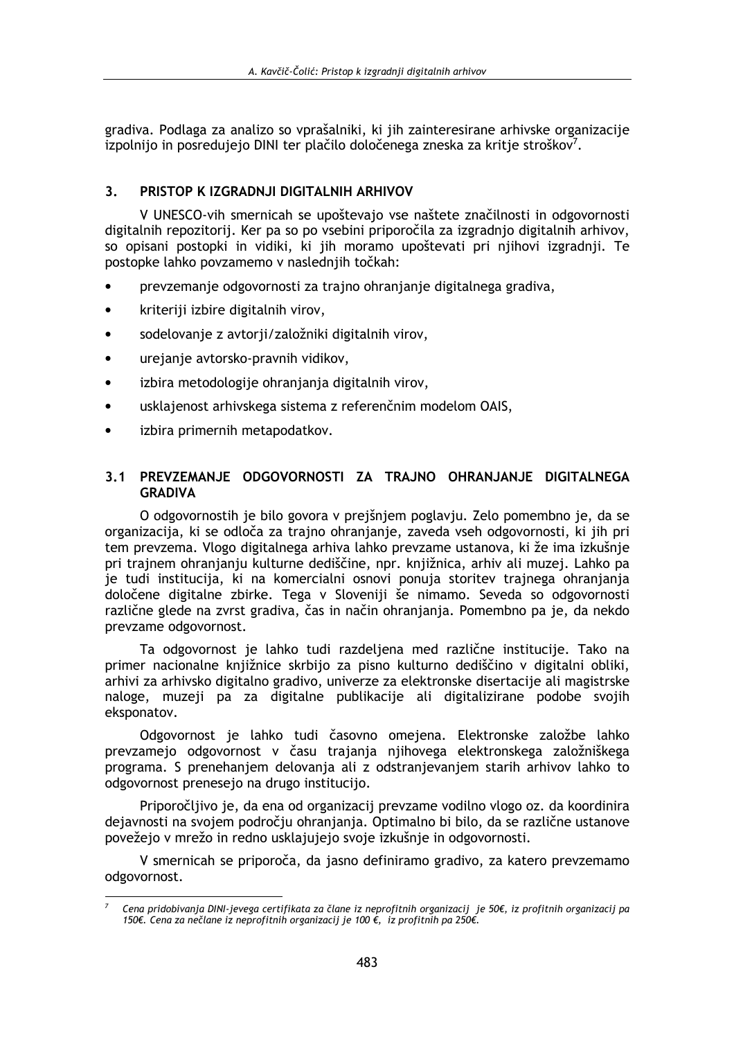gradiva. Podlaga za analizo so vprašalniki, ki jih zainteresirane arhivske organizacije izpolnijo in posredujejo DINI ter plačilo določenega zneska za kritje stroškov[7].

## 3. PRISTOP K IZGRADNJI DIGITALNIH ARHIVOV

V UNESCO-vih smernicah se upoštevajo vse naštete značilnosti in odgovornosti digitalnih repozitorij. Ker pa so po vsebini priporočila za izgradnjo digitalnih arhivov, so opisani postopki in vidiki, ki jih moramo upoštevati pri njihovi izgradnji. Te postopke lahko povzamemo v naslednjih točkah:

- prevzemanje odgovornosti za trajno ohranjanje digitalnega gradiva,
- kriteriji izbire digitalnih virov,
- sodelovanje z avtorji/založniki digitalnih virov,
- urejanje avtorsko-pravnih vidikov,
- izbira metodologije ohranjanja digitalnih virov,
- usklajenost arhivskega sistema z referenčnim modelom OAIS,
- izbira primernih metapodatkov.

### 3.1 PREVZEMANJE ODGOVORNOSTI ZA TRAJNO OHRANJANJE DIGITALNEGA GRADIVA

O odgovornostih je bilo govora v prejšnjem poglavju. Zelo pomembno je, da se organizacija, ki se odloča za trajno ohranjanje, zaveda vseh odgovornosti, ki jih pri tem prevzema. Vlogo digitalnega arhiva lahko prevzame ustanova, ki že ima izkušnje pri trajnem ohranjanju kulturne dediščine, npr. knjižnica, arhiv ali muzej. Lahko pa je tudi institucija, ki na komercialni osnovi ponuja storitev trajnega ohranjanja določene digitalne zbirke. Tega v Sloveniji še nimamo. Seveda so odgovornosti različne glede na zvrst gradiva, čas in način ohranjanja. Pomembno pa je, da nekdo prevzame odgovornost.

Ta odgovornost je lahko tudi razdeljena med različne institucije. Tako na primer nacionalne knjižnice skrbijo za pisno kulturno dediščino v digitalni obliki, arhivi za arhivsko digitalno gradivo, univerze za elektronske disertacije ali magistrske naloge, muzeji pa za digitalne publikacije ali digitalizirane podobe svojih eksponatov.

Odgovornost je lahko tudi časovno omejena. Elektronske založbe lahko prevzamejo odgovornost v času trajanja njihovega elektronskega založniškega programa. S prenehanjem delovanja ali z odstranjevanjem starih arhivov lahko to odgovornost prenesejo na drugo institucijo.

Priporočljivo je, da ena od organizacij prevzame vodilno vlogo oz. da koordinira dejavnosti na svojem področju ohranjanja. Optimalno bi bilo, da se različne ustanove povežejo v mrežo in redno usklajujejo svoje izkušnje in odgovornosti.

V smernicah se priporoča, da jasno definiramo gradivo, za katero prevzemamo odgovornost.

---

[7] *Cena pridobivanja DINI-jevega certifikata za člane iz neprofitnih organizacij je 50€, iz profitnih organizacij pa 150€. Cena za nečlane iz neprofitnih organizacij je 100 €, iz profitnih pa 250€.*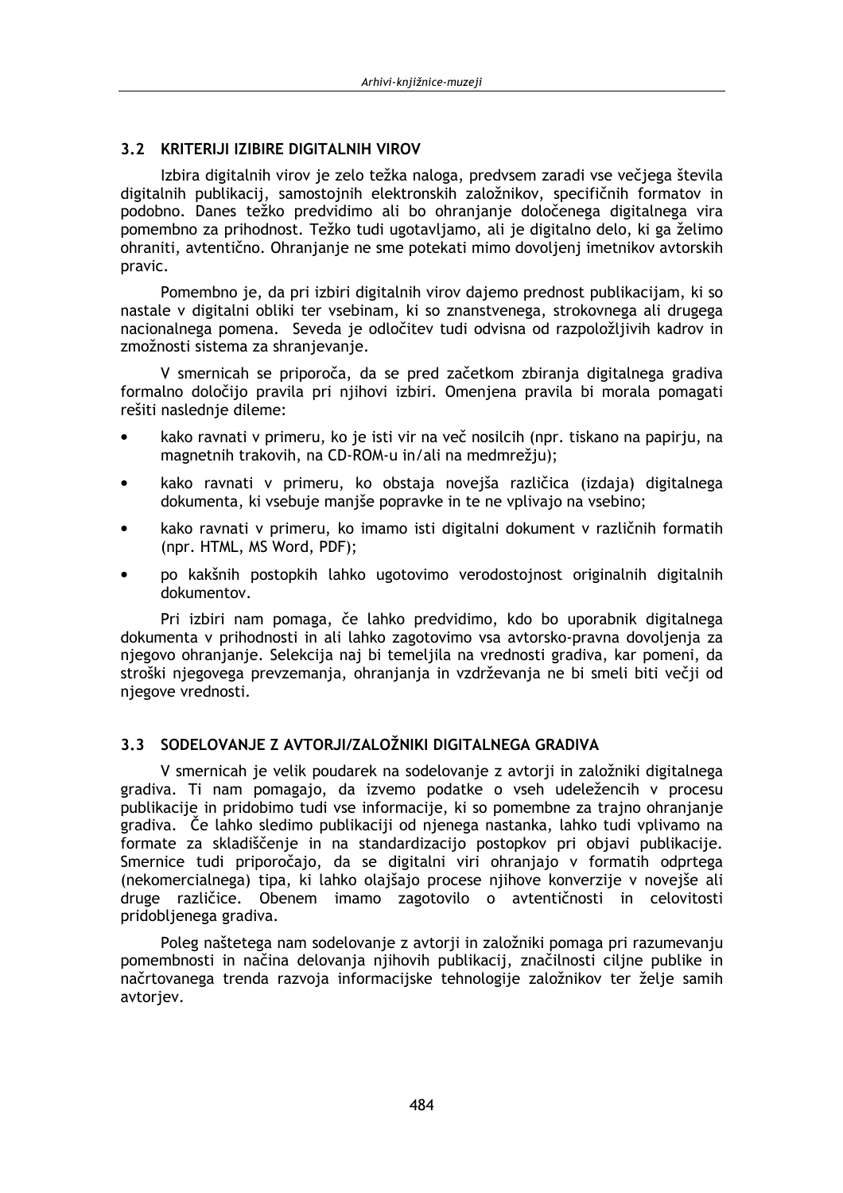## 3.2 KRITERIJI IZIBIRE DIGITALNIH VIROV

Izbira digitalnih virov je zelo težka naloga, predvsem zaradi vse večjega števila digitalnih publikacij, samostojnih elektronskih založnikov, specifičnih formatov in podobno. Danes težko predvidimo ali bo ohranjanje določenega digitalnega vira pomembno za prihodnost. Težko tudi ugotavljamo, ali je digitalno delo, ki ga želimo ohraniti, avtentično. Ohranjanje ne sme potekati mimo dovoljenj imetnikov avtorskih pravic.

Pomembno je, da pri izbiri digitalnih virov dajemo prednost publikacijam, ki so nastale v digitalni obliki ter vsebinam, ki so znanstvenega, strokovnega ali drugega nacionalnega pomena. Seveda je odločitev tudi odvisna od razpoložljivih kadrov in zmožnosti sistema za shranjevanje.

V smernicah se priporoča, da se pred začetkom zbiranja digitalnega gradiva formalno določijo pravila pri njihovi izbiri. Omenjena pravila bi morala pomagati rešiti naslednje dileme:

- kako ravnati v primeru, ko je isti vir na več nosilcih (npr. tiskano na papirju, na magnetnih trakovih, na CD-ROM-u in/ali na medmrežju);
- kako ravnati v primeru, ko obstaja novejša različica (izdaja) digitalnega dokumenta, ki vsebuje manjše popravke in te ne vplivajo na vsebino;
- kako ravnati v primeru, ko imamo isti digitalni dokument v različnih formatih (npr. HTML, MS Word, PDF);
- po kakšnih postopkih lahko ugotovimo verodostojnost originalnih digitalnih dokumentov.

Pri izbiri nam pomaga, če lahko predvidimo, kdo bo uporabnik digitalnega dokumenta v prihodnosti in ali lahko zagotovimo vsa avtorsko-pravna dovoljenja za njegovo ohranjanje. Selekcija naj bi temeljila na vrednosti gradiva, kar pomeni, da stroški njegovega prevzemanja, ohranjanja in vzdrževanja ne bi smeli biti večji od njegove vrednosti.

## 3.3 SODELOVANJE Z AVTORJI/ZALOŽNIKI DIGITALNEGA GRADIVA

V smernicah je velik poudarek na sodelovanje z avtorji in založniki digitalnega gradiva. Ti nam pomagajo, da izvemo podatke o vseh udeležencih v procesu publikacije in pridobimo tudi vse informacije, ki so pomembne za trajno ohranjanje gradiva. Če lahko sledimo publikaciji od njenega nastanka, lahko tudi vplivamo na formate za skladiščenje in na standardizacijo postopkov pri objavi publikacije. Smernice tudi priporočajo, da se digitalni viri ohranjajo v formatih odprtega (nekomercialnega) tipa, ki lahko olajšajo procese njihove konverzije v novejše ali druge različice. Obenem imamo zagotovilo o avtentičnosti in celovitosti pridobljenega gradiva.

Poleg naštetega nam sodelovanje z avtorji in založniki pomaga pri razumevanju pomembnosti in načina delovanja njihovih publikacij, značilnosti ciljne publike in načrtovanega trenda razvoja informacijske tehnologije založnikov ter želje samih avtorjev.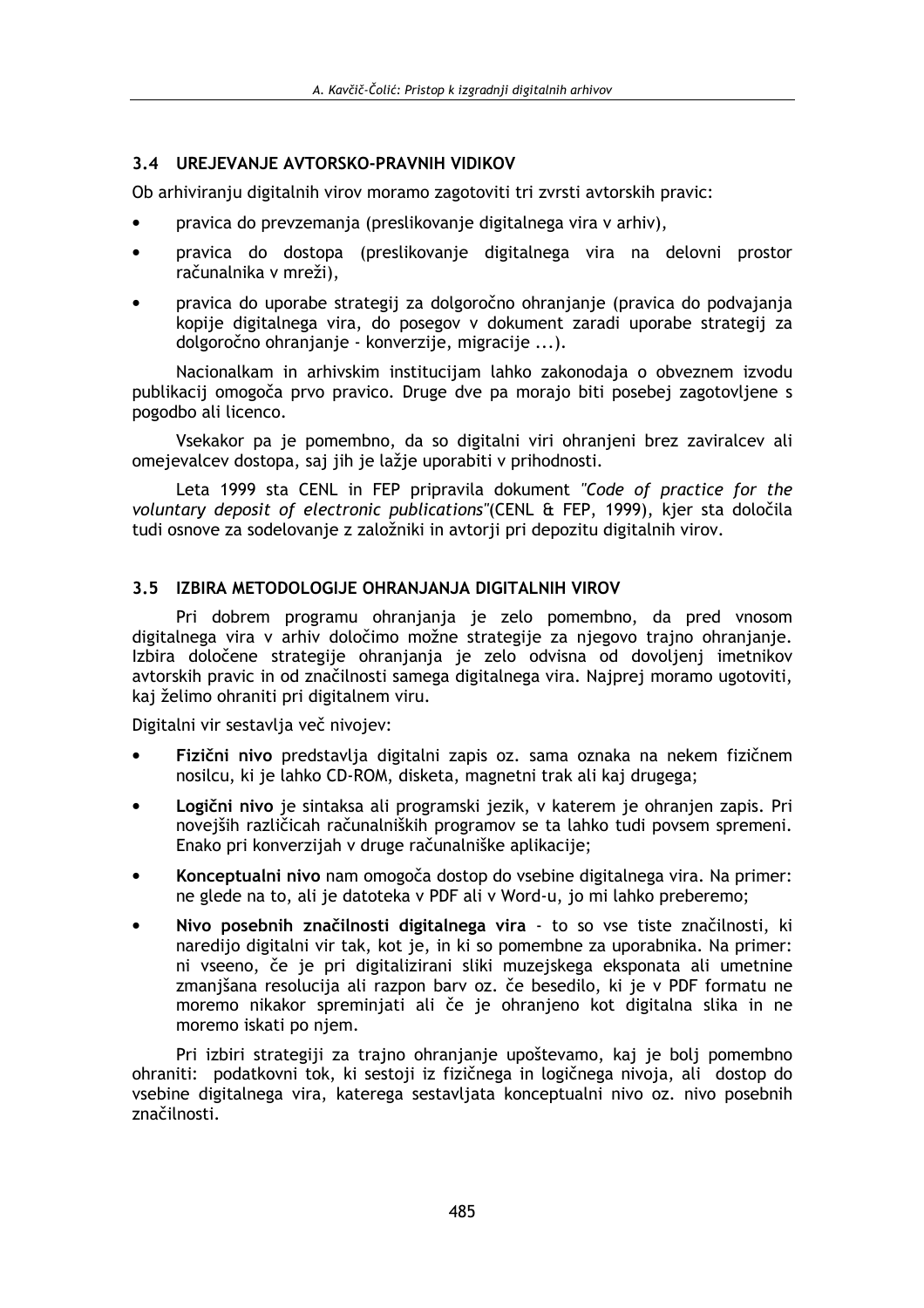### 3.4 UREJEVANJE AVTORSKO-PRAVNIH VIDIKOV

Ob arhiviranju digitalnih virov moramo zagotoviti tri zvrsti avtorskih pravic:

- pravica do prevzemanja (preslikovanje digitalnega vira v arhiv),
- pravica do dostopa (preslikovanje digitalnega vira na delovni prostor računalnika v mreži),
- pravica do uporabe strategij za dolgoročno ohranjanje (pravica do podvajanja kopije digitalnega vira, do posegov v dokument zaradi uporabe strategij za dolgoročno ohranjanje - konverzije, migracije ...).

Nacionalkam in arhivskim institucijam lahko zakonodaja o obveznem izvodu publikacij omogoča prvo pravico. Druge dve pa morajo biti posebej zagotovljene s pogodbo ali licenco.

Vsekakor pa je pomembno, da so digitalni viri ohranjeni brez zaviralcev ali omejevalcev dostopa, saj jih je lažje uporabiti v prihodnosti.

Leta 1999 sta CENL in FEP pripravila dokument *"Code of practice for the voluntary deposit of electronic publications"*(CENL & FEP, 1999), kjer sta določila tudi osnove za sodelovanje z založniki in avtorji pri depozitu digitalnih virov.

### 3.5 IZBIRA METODOLOGIJE OHRANJANJA DIGITALNIH VIROV

Pri dobrem programu ohranjanja je zelo pomembno, da pred vnosom digitalnega vira v arhiv določimo možne strategije za njegovo trajno ohranjanje. Izbira določene strategije ohranjanja je zelo odvisna od dovoljenj imetnikov avtorskih pravic in od značilnosti samega digitalnega vira. Najprej moramo ugotoviti, kaj želimo ohraniti pri digitalnem viru.

Digitalni vir sestavlja več nivojev:

- **Fizični nivo** predstavlja digitalni zapis oz. sama oznaka na nekem fizičnem nosilcu, ki je lahko CD-ROM, disketa, magnetni trak ali kaj drugega;
- **Logični nivo** je sintaksa ali programski jezik, v katerem je ohranjen zapis. Pri novejših različicah računalniških programov se ta lahko tudi povsem spremeni. Enako pri konverzijah v druge računalniške aplikacije;
- **Konceptualni nivo** nam omogoča dostop do vsebine digitalnega vira. Na primer: ne glede na to, ali je datoteka v PDF ali v Word-u, jo mi lahko preberemo;
- **Nivo posebnih značilnosti digitalnega vira** - to so vse tiste značilnosti, ki naredijo digitalni vir tak, kot je, in ki so pomembne za uporabnika. Na primer: ni vseeno, če je pri digitalizirani sliki muzejskega eksponata ali umetnine zmanjšana resolucija ali razpon barv oz. če besedilo, ki je v PDF formatu ne moremo nikakor spreminjati ali če je ohranjeno kot digitalna slika in ne moremo iskati po njem.

Pri izbiri strategiji za trajno ohranjanje upoštevamo, kaj je bolj pomembno ohraniti: podatkovni tok, ki sestoji iz fizičnega in logičnega nivoja, ali dostop do vsebine digitalnega vira, katerega sestavljata konceptualni nivo oz. nivo posebnih značilnosti.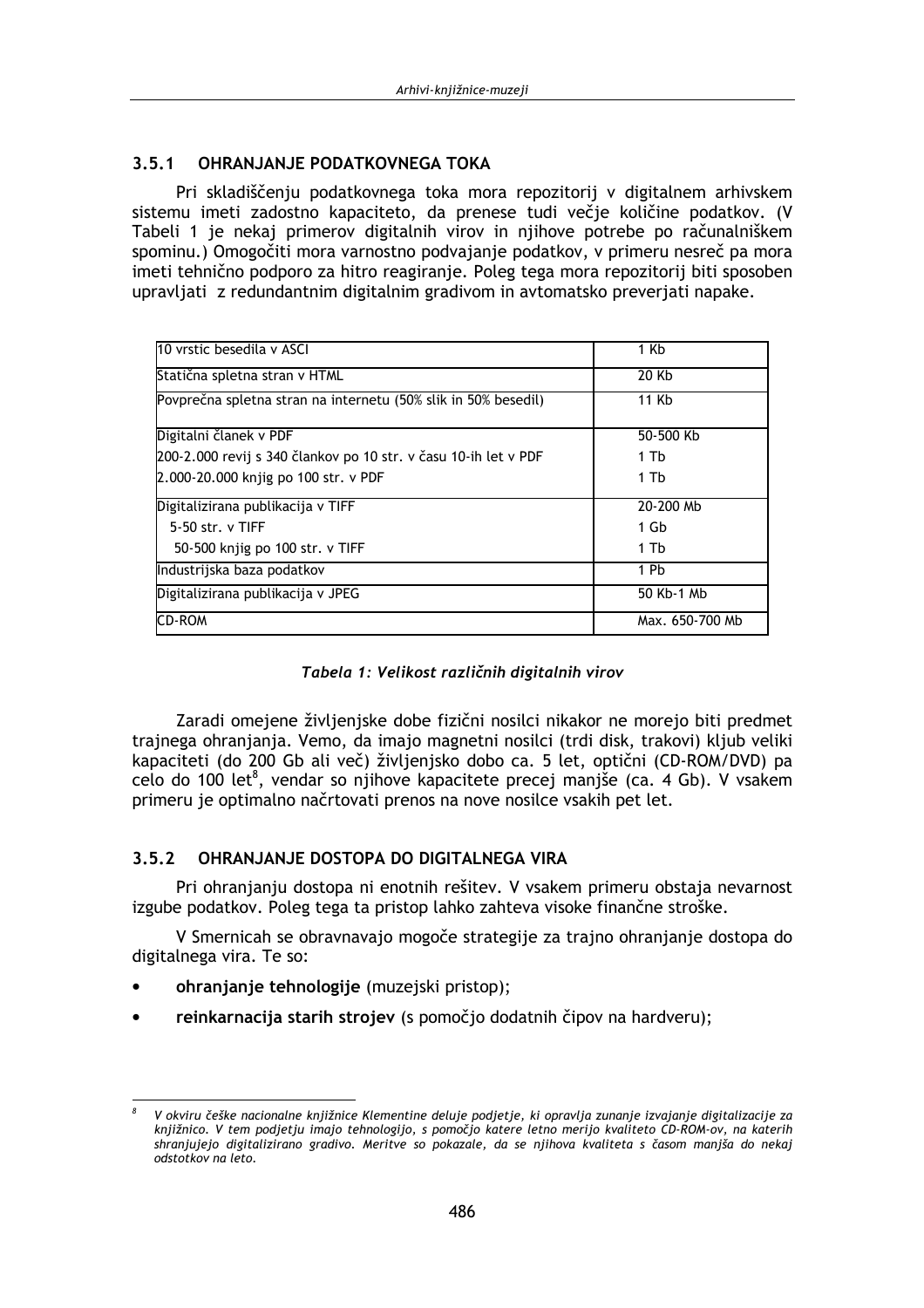### 3.5.1 OHRANJANJE PODATKOVNEGA TOKA

Pri skladiščenju podatkovnega toka mora repozitorij v digitalnem arhivskem sistemu imeti zadostno kapaciteto, da prenese tudi večje količine podatkov. (V Tabeli 1 je nekaj primerov digitalnih virov in njihove potrebe po računalniškem spominu.) Omogočiti mora varnostno podvajanje podatkov, v primeru nesreč pa mora imeti tehnično podporo za hitro reagiranje. Poleg tega mora repozitorij biti sposoben upravljati z redundantnim digitalnim gradivom in avtomatsko preverjati napake.

| | |
|---|---|
| 10 vrstic besedila v ASCI | 1 Kb |
| Statična spletna stran v HTML | 20 Kb |
| Povprečna spletna stran na internetu (50% slik in 50% besedil) | 11 Kb |
| Digitalni članek v PDF | 50-500 Kb |
| 200-2.000 revij s 340 člankov po 10 str. v času 10-ih let v PDF | 1 Tb |
| 2.000-20.000 knjig po 100 str. v PDF | 1 Tb |
| Digitalizirana publikacija v TIFF | 20-200 Mb |
| 5-50 str. v TIFF | 1 Gb |
| 50-500 knjig po 100 str. v TIFF | 1 Tb |
| Industrijska baza podatkov | 1 Pb |
| Digitalizirana publikacija v JPEG | 50 Kb-1 Mb |
| CD-ROM | Max. 650-700 Mb |

*Tabela 1: Velikost različnih digitalnih virov*

Zaradi omejene življenjske dobe fizični nosilci nikakor ne morejo biti predmet trajnega ohranjanja. Vemo, da imajo magnetni nosilci (trdi disk, trakovi) kljub veliki kapaciteti (do 200 Gb ali več) življenjsko dobo ca. 5 let, optični (CD-ROM/DVD) pa celo do 100 let[8], vendar so njihove kapacitete precej manjše (ca. 4 Gb). V vsakem primeru je optimalno načrtovati prenos na nove nosilce vsakih pet let.

### 3.5.2 OHRANJANJE DOSTOPA DO DIGITALNEGA VIRA

Pri ohranjanju dostopa ni enotnih rešitev. V vsakem primeru obstaja nevarnost izgube podatkov. Poleg tega ta pristop lahko zahteva visoke finančne stroške.

V Smernicah se obravnavajo mogoče strategije za trajno ohranjanje dostopa do digitalnega vira. Te so:

- **ohranjanje tehnologije** (muzejski pristop);
- **reinkarnacija starih strojev** (s pomočjo dodatnih čipov na hardveru);

[8] *V okviru češke nacionalne knjižnice Klementine deluje podjetje, ki opravlja zunanje izvajanje digitalizacije za knjižnico. V tem podjetju imajo tehnologijo, s pomočjo katere letno merijo kvaliteto CD-ROM-ov, na katerih shranjujejo digitalizirano gradivo. Meritve so pokazale, da se njihova kvaliteta s časom manjša do nekaj odstotkov na leto.*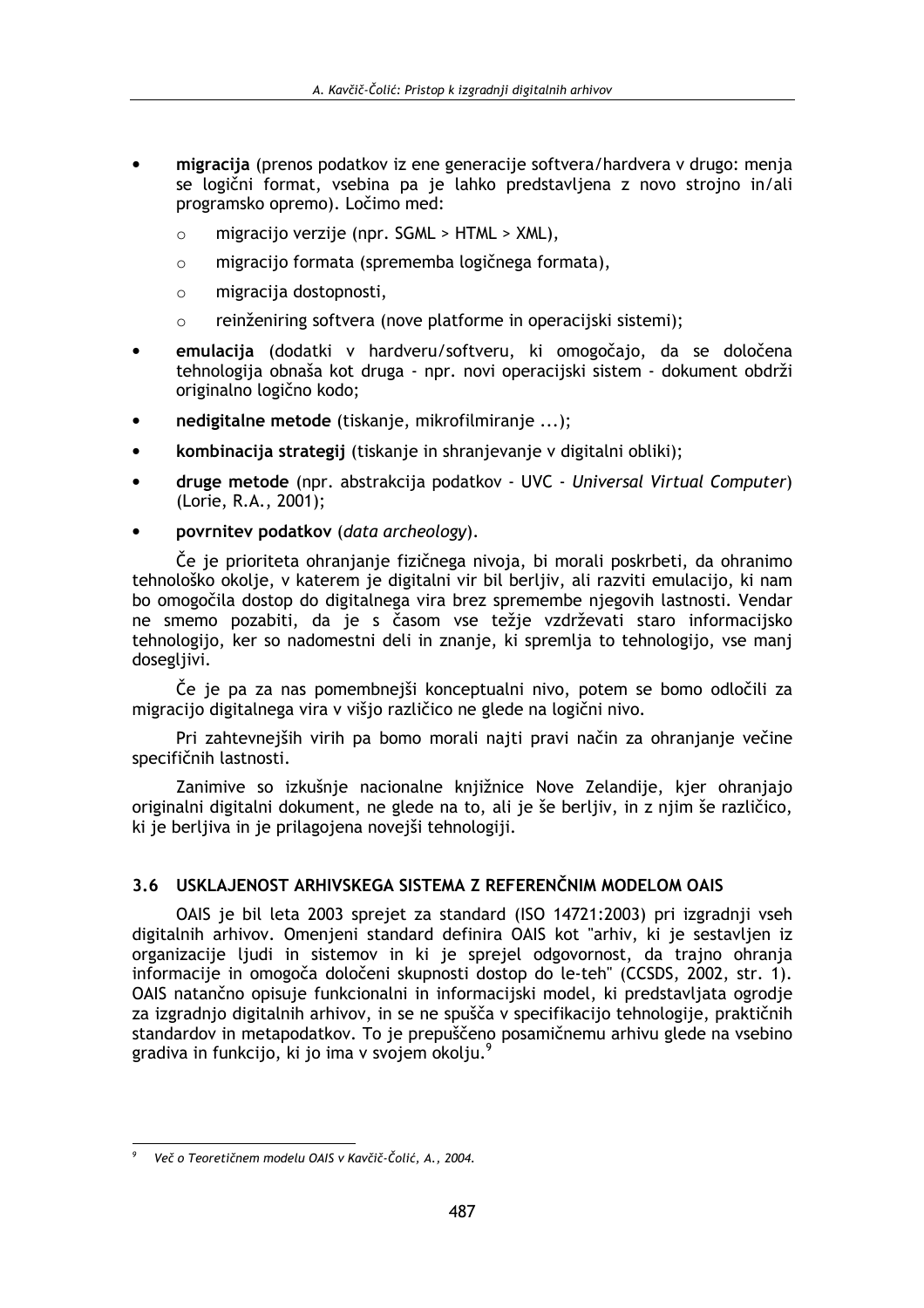- **migracija** (prenos podatkov iz ene generacije softvera/hardvera v drugo: menja se logični format, vsebina pa je lahko predstavljena z novo strojno in/ali programsko opremo). Ločimo med:
    - migracijo verzije (npr. SGML > HTML > XML),
    - migracijo formata (sprememba logičnega formata),
    - migracija dostopnosti,
    - reinženiring softvera (nove platforme in operacijski sistemi);
- **emulacija** (dodatki v hardveru/softveru, ki omogočajo, da se določena tehnologija obnaša kot druga - npr. novi operacijski sistem - dokument obdrži originalno logično kodo;
- **nedigitalne metode** (tiskanje, mikrofilmiranje ...);
- **kombinacija strategij** (tiskanje in shranjevanje v digitalni obliki);
- **druge metode** (npr. abstrakcija podatkov - UVC - *Universal Virtual Computer*) (Lorie, R.A., 2001);
- **povrnitev podatkov** (*data archeology*).

Če je prioriteta ohranjanje fizičnega nivoja, bi morali poskrbeti, da ohranimo tehnološko okolje, v katerem je digitalni vir bil berljiv, ali razviti emulacijo, ki nam bo omogočila dostop do digitalnega vira brez spremembe njegovih lastnosti. Vendar ne smemo pozabiti, da je s časom vse težje vzdrževati staro informacijsko tehnologijo, ker so nadomestni deli in znanje, ki spremlja to tehnologijo, vse manj dosegljivi.

Če je pa za nas pomembnejši konceptualni nivo, potem se bomo odločili za migracijo digitalnega vira v višjo različico ne glede na logični nivo.

Pri zahtevnejših virih pa bomo morali najti pravi način za ohranjanje večine specifičnih lastnosti.

Zanimive so izkušnje nacionalne knjižnice Nove Zelandije, kjer ohranjajo originalni digitalni dokument, ne glede na to, ali je še berljiv, in z njim še različico, ki je berljiva in je prilagojena novejši tehnologiji.

## 3.6 USKLAJENOST ARHIVSKEGA SISTEMA Z REFERENČNIM MODELOM OAIS

OAIS je bil leta 2003 sprejet za standard (ISO 14721:2003) pri izgradnji vseh digitalnih arhivov. Omenjeni standard definira OAIS kot "arhiv, ki je sestavljen iz organizacije ljudi in sistemov in ki je sprejel odgovornost, da trajno ohranja informacije in omogoča določeni skupnosti dostop do le-teh" (CCSDS, 2002, str. 1). OAIS natančno opisuje funkcionalni in informacijski model, ki predstavljata ogrodje za izgradnjo digitalnih arhivov, in se ne spušča v specifikacijo tehnologije, praktičnih standardov in metapodatkov. To je prepuščeno posamičnemu arhivu glede na vsebino gradiva in funkcijo, ki jo ima v svojem okolju.[9]

---

[9] *Več o Teoretičnem modelu OAIS v Kavčič-Čolić, A., 2004.*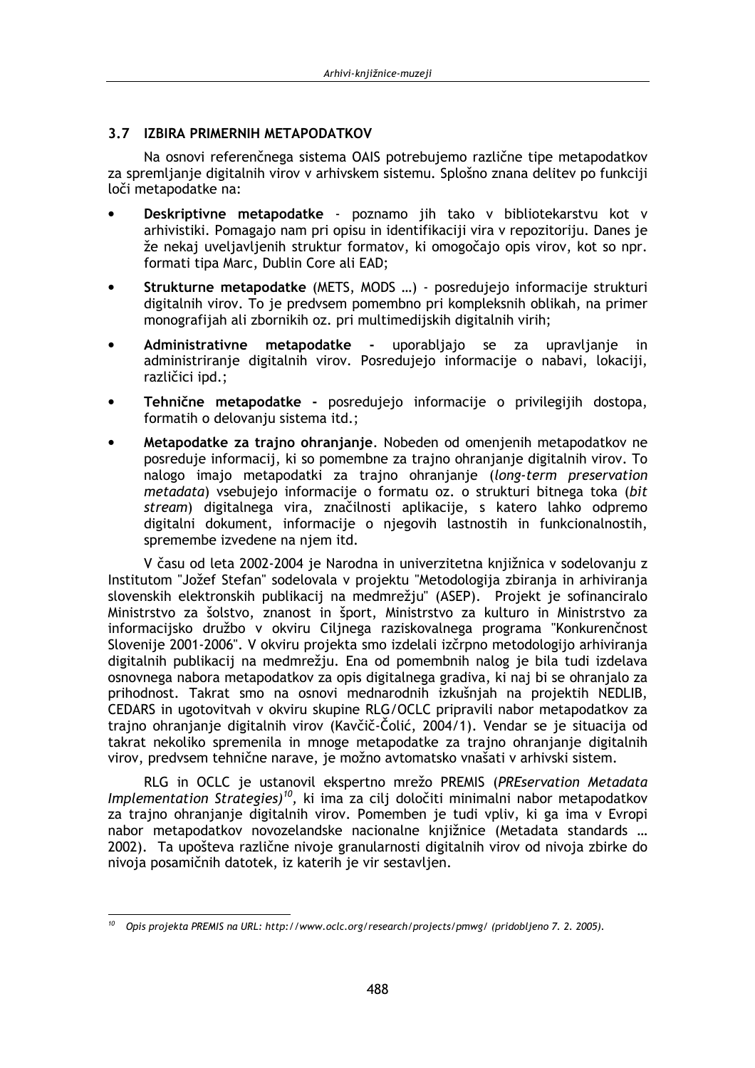## 3.7 IZBIRA PRIMERNIH METAPODATKOV

Na osnovi referenčnega sistema OAIS potrebujemo različne tipe metapodatkov za spremljanje digitalnih virov v arhivskem sistemu. Splošno znana delitev po funkciji loči metapodatke na:

- **Deskriptivne metapodatke** - poznamo jih tako v bibliotekarstvu kot v arhivistiki. Pomagajo nam pri opisu in identifikaciji vira v repozitoriju. Danes je že nekaj uveljavljenih struktur formatov, ki omogočajo opis virov, kot so npr. formati tipa Marc, Dublin Core ali EAD;
- **Strukturne metapodatke** (METS, MODS …) - posredujejo informacije strukturi digitalnih virov. To je predvsem pomembno pri kompleksnih oblikah, na primer monografijah ali zbornikih oz. pri multimedijskih digitalnih virih;
- **Administrativne metapodatke -** uporabljajo se za upravljanje in administriranje digitalnih virov. Posredujejo informacije o nabavi, lokaciji, različici ipd.;
- **Tehnične metapodatke -** posredujejo informacije o privilegijih dostopa, formatih o delovanju sistema itd.;
- **Metapodatke za trajno ohranjanje**. Nobeden od omenjenih metapodatkov ne posreduje informacij, ki so pomembne za trajno ohranjanje digitalnih virov. To nalogo imajo metapodatki za trajno ohranjanje (*long-term preservation metadata*) vsebujejo informacije o formatu oz. o strukturi bitnega toka (*bit stream*) digitalnega vira, značilnosti aplikacije, s katero lahko odpremo digitalni dokument, informacije o njegovih lastnostih in funkcionalnostih, spremembe izvedene na njem itd.

V času od leta 2002-2004 je Narodna in univerzitetna knjižnica v sodelovanju z Institutom "Jožef Stefan" sodelovala v projektu "Metodologija zbiranja in arhiviranja slovenskih elektronskih publikacij na medmrežju" (ASEP). Projekt je sofinanciralo Ministrstvo za šolstvo, znanost in šport, Ministrstvo za kulturo in Ministrstvo za informacijsko družbo v okviru Ciljnega raziskovalnega programa "Konkurenčnost Slovenije 2001-2006". V okviru projekta smo izdelali izčrpno metodologijo arhiviranja digitalnih publikacij na medmrežju. Ena od pomembnih nalog je bila tudi izdelava osnovnega nabora metapodatkov za opis digitalnega gradiva, ki naj bi se ohranjalo za prihodnost. Takrat smo na osnovi mednarodnih izkušnjah na projektih NEDLIB, CEDARS in ugotovitvah v okviru skupine RLG/OCLC pripravili nabor metapodatkov za trajno ohranjanje digitalnih virov (Kavčič-Čolić, 2004/1). Vendar se je situacija od takrat nekoliko spremenila in mnoge metapodatke za trajno ohranjanje digitalnih virov, predvsem tehnične narave, je možno avtomatsko vnašati v arhivski sistem.

RLG in OCLC je ustanovil ekspertno mrežo PREMIS (*PREservation Metadata Implementation Strategies*)[10], ki ima za cilj določiti minimalni nabor metapodatkov za trajno ohranjanje digitalnih virov. Pomemben je tudi vpliv, ki ga ima v Evropi nabor metapodatkov novozelandske nacionalne knjižnice (Metadata standards … 2002). Ta upošteva različne nivoje granularnosti digitalnih virov od nivoja zbirke do nivoja posamičnih datotek, iz katerih je vir sestavljen.

---

[10] *Opis projekta PREMIS na URL: http://www.oclc.org/research/projects/pmwg/ (pridobljeno 7. 2. 2005).*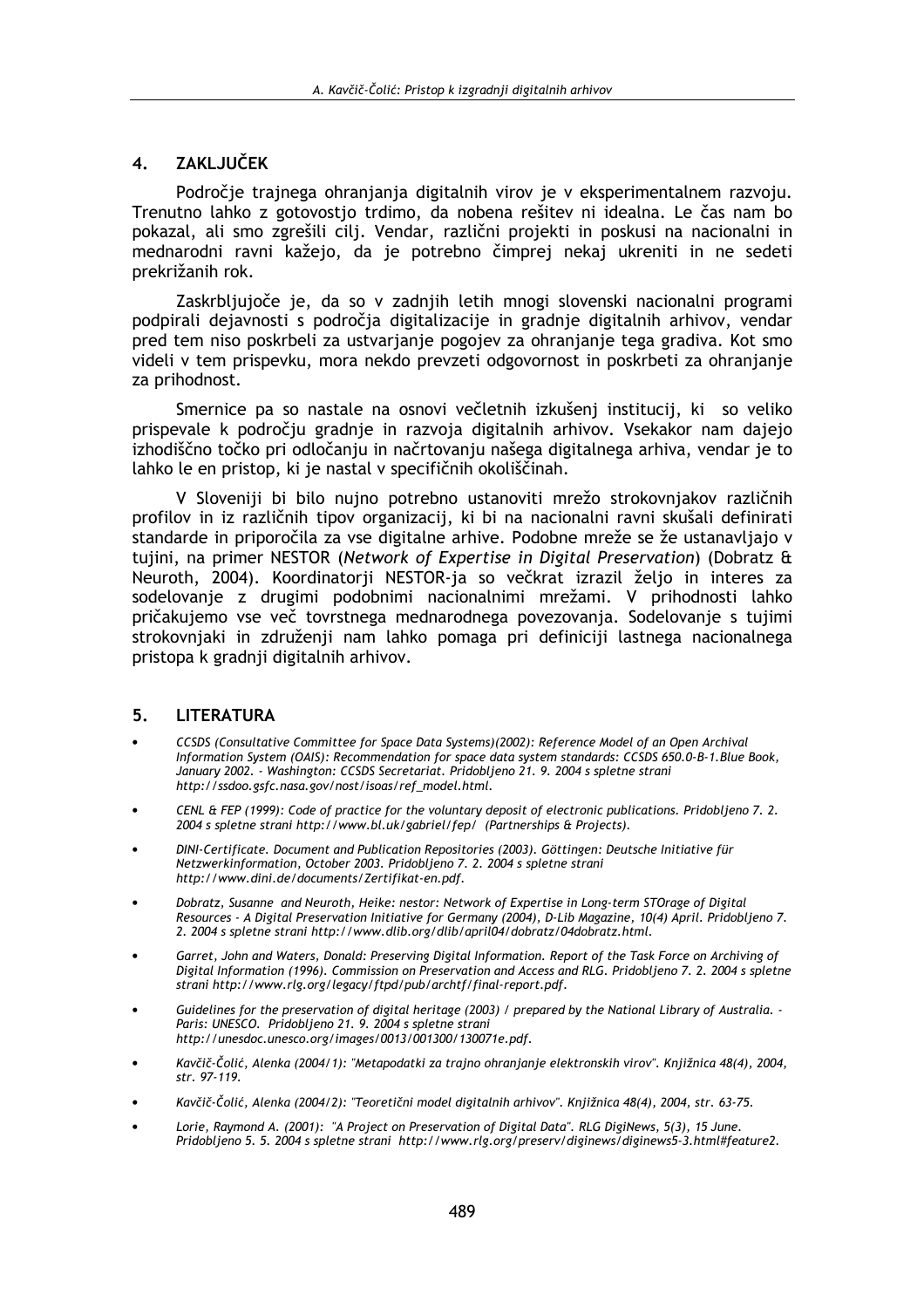## 4. ZAKLJUČEK

Področje trajnega ohranjanja digitalnih virov je v eksperimentalnem razvoju. Trenutno lahko z gotovostjo trdimo, da nobena rešitev ni idealna. Le čas nam bo pokazal, ali smo zgrešili cilj. Vendar, različni projekti in poskusi na nacionalni in mednarodni ravni kažejo, da je potrebno čimprej nekaj ukreniti in ne sedeti prekrižanih rok.

Zaskrbljujoče je, da so v zadnjih letih mnogi slovenski nacionalni programi podpirali dejavnosti s področja digitalizacije in gradnje digitalnih arhivov, vendar pred tem niso poskrbeli za ustvarjanje pogojev za ohranjanje tega gradiva. Kot smo videli v tem prispevku, mora nekdo prevzeti odgovornost in poskrbeti za ohranjanje za prihodnost.

Smernice pa so nastale na osnovi večletnih izkušenj institucij, ki so veliko prispevale k področju gradnje in razvoja digitalnih arhivov. Vsekakor nam dajejo izhodiščno točko pri odločanju in načrtovanju našega digitalnega arhiva, vendar je to lahko le en pristop, ki je nastal v specifičnih okoliščinah.

V Sloveniji bi bilo nujno potrebno ustanoviti mrežo strokovnjakov različnih profilov in iz različnih tipov organizacij, ki bi na nacionalni ravni skušali definirati standarde in priporočila za vse digitalne arhive. Podobne mreže se že ustanavljajo v tujini, na primer NESTOR (*Network of Expertise in Digital Preservation*) (Dobratz & Neuroth, 2004). Koordinatorji NESTOR-ja so večkrat izrazil željo in interes za sodelovanje z drugimi podobnimi nacionalnimi mrežami. V prihodnosti lahko pričakujemo vse več tovrstnega mednarodnega povezovanja. Sodelovanje s tujimi strokovnjaki in združenji nam lahko pomaga pri definiciji lastnega nacionalnega pristopa k gradnji digitalnih arhivov.

## 5. LITERATURA

- *CCSDS (Consultative Committee for Space Data Systems)(2002): Reference Model of an Open Archival Information System (OAIS): Recommendation for space data system standards: CCSDS 650.0-B-1.Blue Book, January 2002. - Washington: CCSDS Secretariat. Pridobljeno 21. 9. 2004 s spletne strani http://ssdoo.gsfc.nasa.gov/nost/isoas/ref_model.html.*
- *CENL & FEP (1999): Code of practice for the voluntary deposit of electronic publications. Pridobljeno 7. 2. 2004 s spletne strani http://www.bl.uk/gabriel/fep/ (Partnerships & Projects).*
- *DINI-Certificate. Document and Publication Repositories (2003). Göttingen: Deutsche Initiative für Netzwerkinformation, October 2003. Pridobljeno 7. 2. 2004 s spletne strani http://www.dini.de/documents/Zertifikat-en.pdf.*
- *Dobratz, Susanne and Neuroth, Heike: nestor: Network of Expertise in Long-term STOrage of Digital Resources - A Digital Preservation Initiative for Germany (2004), D-Lib Magazine, 10(4) April. Pridobljeno 7. 2. 2004 s spletne strani http://www.dlib.org/dlib/april04/dobratz/04dobratz.html.*
- *Garret, John and Waters, Donald: Preserving Digital Information. Report of the Task Force on Archiving of Digital Information (1996). Commission on Preservation and Access and RLG. Pridobljeno 7. 2. 2004 s spletne strani http://www.rlg.org/legacy/ftpd/pub/archtf/final-report.pdf.*
- *Guidelines for the preservation of digital heritage (2003) / prepared by the National Library of Australia. - Paris: UNESCO. Pridobljeno 21. 9. 2004 s spletne strani http://unesdoc.unesco.org/images/0013/001300/130071e.pdf.*
- *Kavčič-Čolić, Alenka (2004/1): "Metapodatki za trajno ohranjanje elektronskih virov". Knjižnica 48(4), 2004, str. 97-119.*
- *Kavčič-Čolić, Alenka (2004/2): "Teoretični model digitalnih arhivov". Knjižnica 48(4), 2004, str. 63-75.*
- *Lorie, Raymond A. (2001): "A Project on Preservation of Digital Data". RLG DigiNews, 5(3), 15 June. Pridobljeno 5. 5. 2004 s spletne strani http://www.rlg.org/preserv/diginews/diginews5-3.html#feature2.*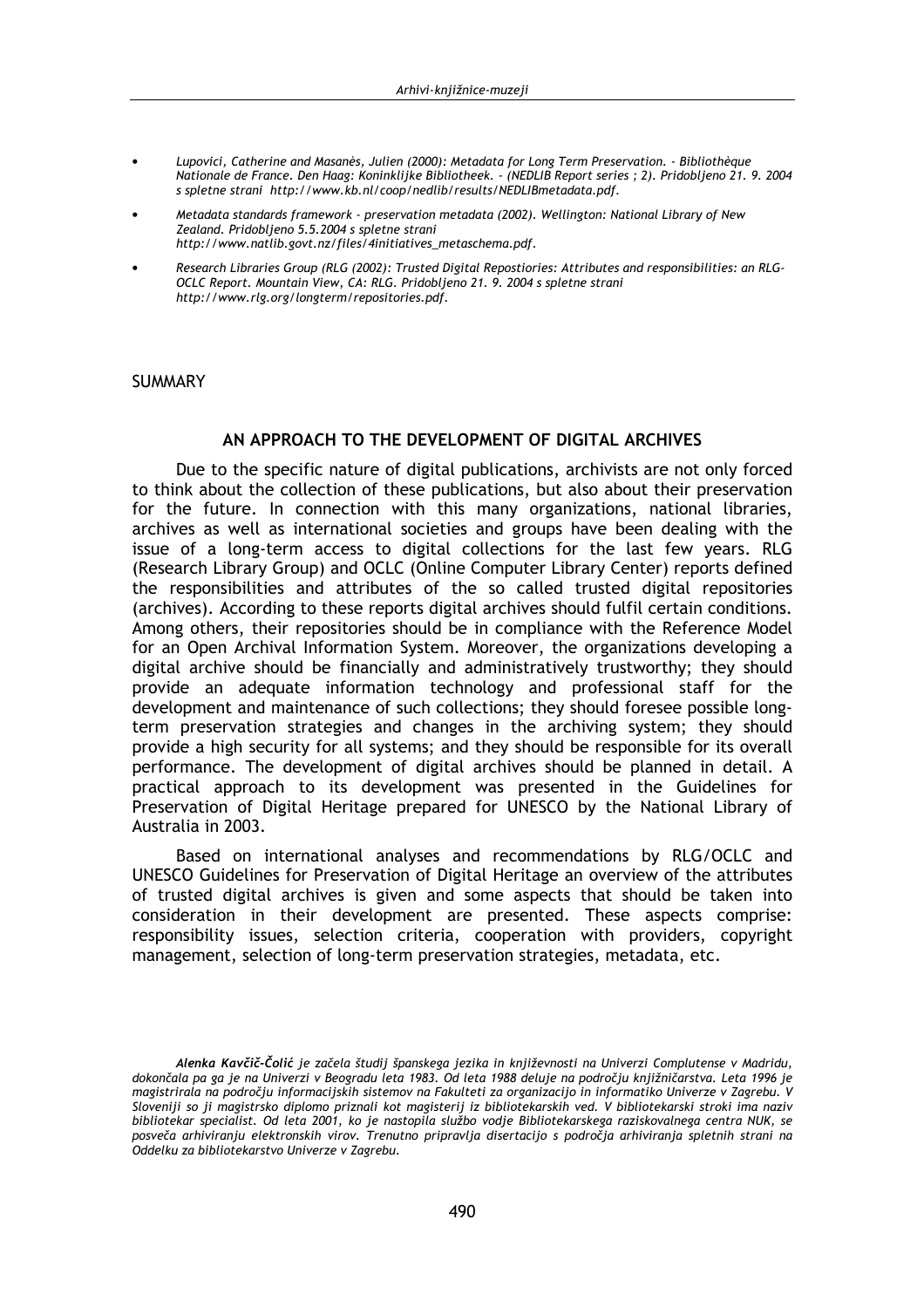- *Lupovici, Catherine and Masanès, Julien (2000): Metadata for Long Term Preservation. - Bibliothèque Nationale de France. Den Haag: Koninklijke Bibliotheek. - (NEDLIB Report series ; 2). Pridobljeno 21. 9. 2004 s spletne strani http://www.kb.nl/coop/nedlib/results/NEDLIBmetadata.pdf.*
- *Metadata standards framework - preservation metadata (2002). Wellington: National Library of New Zealand. Pridobljeno 5.5.2004 s spletne strani http://www.natlib.govt.nz/files/4initiatives_metaschema.pdf.*
- *Research Libraries Group (RLG (2002): Trusted Digital Repostiories: Attributes and responsibilities: an RLG-OCLC Report. Mountain View, CA: RLG. Pridobljeno 21. 9. 2004 s spletne strani http://www.rlg.org/longterm/repositories.pdf.*

## SUMMARY

### AN APPROACH TO THE DEVELOPMENT OF DIGITAL ARCHIVES

Due to the specific nature of digital publications, archivists are not only forced to think about the collection of these publications, but also about their preservation for the future. In connection with this many organizations, national libraries, archives as well as international societies and groups have been dealing with the issue of a long-term access to digital collections for the last few years. RLG (Research Library Group) and OCLC (Online Computer Library Center) reports defined the responsibilities and attributes of the so called trusted digital repositories (archives). According to these reports digital archives should fulfil certain conditions. Among others, their repositories should be in compliance with the Reference Model for an Open Archival Information System. Moreover, the organizations developing a digital archive should be financially and administratively trustworthy; they should provide an adequate information technology and professional staff for the development and maintenance of such collections; they should foresee possible long-term preservation strategies and changes in the archiving system; they should provide a high security for all systems; and they should be responsible for its overall performance. The development of digital archives should be planned in detail. A practical approach to its development was presented in the Guidelines for Preservation of Digital Heritage prepared for UNESCO by the National Library of Australia in 2003.

Based on international analyses and recommendations by RLG/OCLC and UNESCO Guidelines for Preservation of Digital Heritage an overview of the attributes of trusted digital archives is given and some aspects that should be taken into consideration in their development are presented. These aspects comprise: responsibility issues, selection criteria, cooperation with providers, copyright management, selection of long-term preservation strategies, metadata, etc.

***Alenka Kavčič-Čolić*** *je začela študij španskega jezika in književnosti na Univerzi Complutense v Madridu, dokončala pa ga je na Univerzi v Beogradu leta 1983. Od leta 1988 deluje na področju knjižničarstva. Leta 1996 je magistrirala na področju informacijskih sistemov na Fakulteti za organizacijo in informatiko Univerze v Zagrebu. V Sloveniji so ji magistrsko diplomo priznali kot magisterij iz bibliotekarskih ved. V bibliotekarski stroki ima naziv bibliotekar specialist. Od leta 2001, ko je nastopila službo vodje Bibliotekarskega raziskovalnega centra NUK, se posveča arhiviranju elektronskih virov. Trenutno pripravlja disertacijo s področja arhiviranja spletnih strani na Oddelku za bibliotekarstvo Univerze v Zagrebu.*